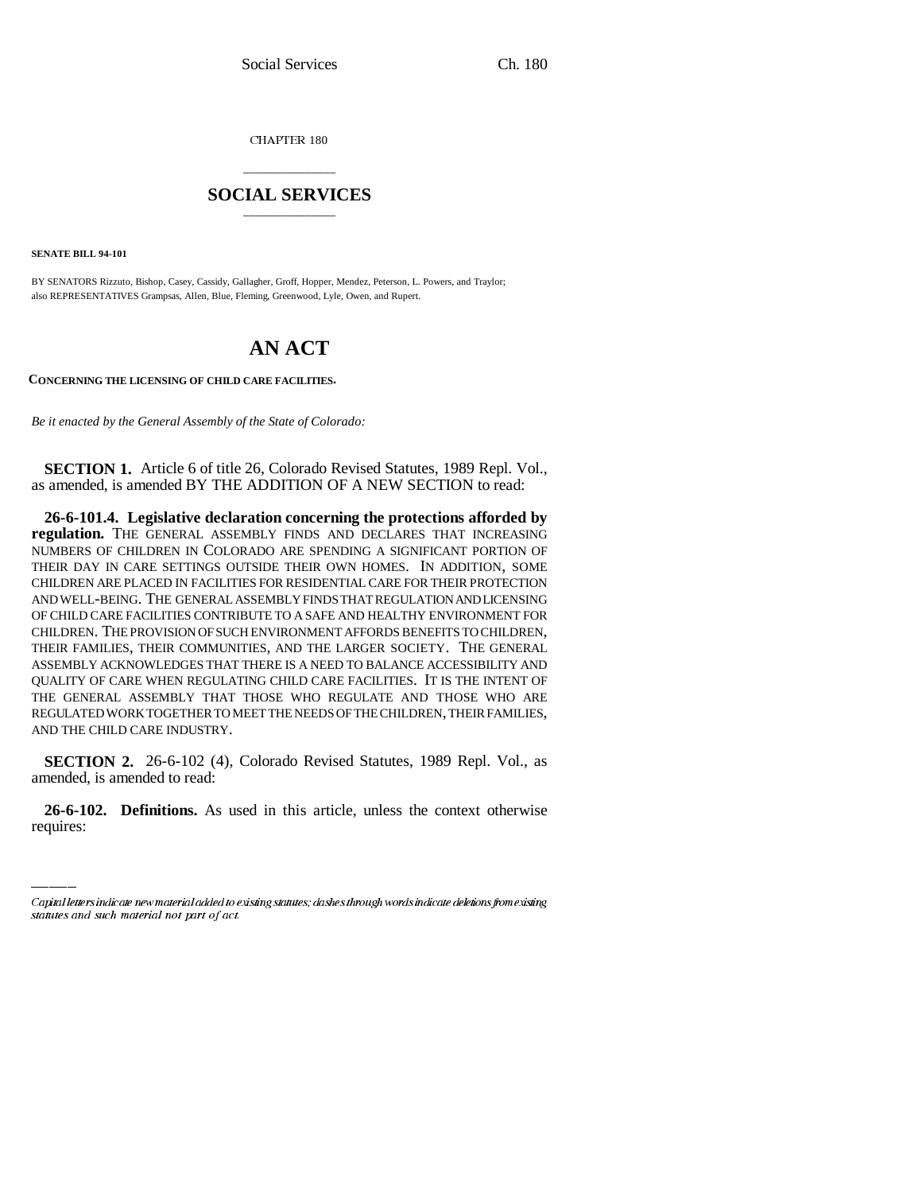CHAPTER 180

# SOCIAL SERVICES

**SENATE BILL 94-101**

BY SENATORS Rizzuto, Bishop, Casey, Cassidy, Gallagher, Groff, Hopper, Mendez, Peterson, L. Powers, and Traylor; also REPRESENTATIVES Grampsas, Allen, Blue, Fleming, Greenwood, Lyle, Owen, and Rupert.

# AN ACT

**CONCERNING THE LICENSING OF CHILD CARE FACILITIES.**

*Be it enacted by the General Assembly of the State of Colorado:*

**SECTION 1.** Article 6 of title 26, Colorado Revised Statutes, 1989 Repl. Vol., as amended, is amended BY THE ADDITION OF A NEW SECTION to read:

**26-6-101.4. Legislative declaration concerning the protections afforded by regulation.** THE GENERAL ASSEMBLY FINDS AND DECLARES THAT INCREASING NUMBERS OF CHILDREN IN COLORADO ARE SPENDING A SIGNIFICANT PORTION OF THEIR DAY IN CARE SETTINGS OUTSIDE THEIR OWN HOMES. IN ADDITION, SOME CHILDREN ARE PLACED IN FACILITIES FOR RESIDENTIAL CARE FOR THEIR PROTECTION AND WELL-BEING. THE GENERAL ASSEMBLY FINDS THAT REGULATION AND LICENSING OF CHILD CARE FACILITIES CONTRIBUTE TO A SAFE AND HEALTHY ENVIRONMENT FOR CHILDREN. THE PROVISION OF SUCH ENVIRONMENT AFFORDS BENEFITS TO CHILDREN, THEIR FAMILIES, THEIR COMMUNITIES, AND THE LARGER SOCIETY. THE GENERAL ASSEMBLY ACKNOWLEDGES THAT THERE IS A NEED TO BALANCE ACCESSIBILITY AND QUALITY OF CARE WHEN REGULATING CHILD CARE FACILITIES. IT IS THE INTENT OF THE GENERAL ASSEMBLY THAT THOSE WHO REGULATE AND THOSE WHO ARE REGULATED WORK TOGETHER TO MEET THE NEEDS OF THE CHILDREN, THEIR FAMILIES, AND THE CHILD CARE INDUSTRY.

**SECTION 2.** 26-6-102 (4), Colorado Revised Statutes, 1989 Repl. Vol., as amended, is amended to read:

**26-6-102. Definitions.** As used in this article, unless the context otherwise requires:

*Capital letters indicate new material added to existing statutes; dashes through words indicate deletions from existing statutes and such material not part of act.*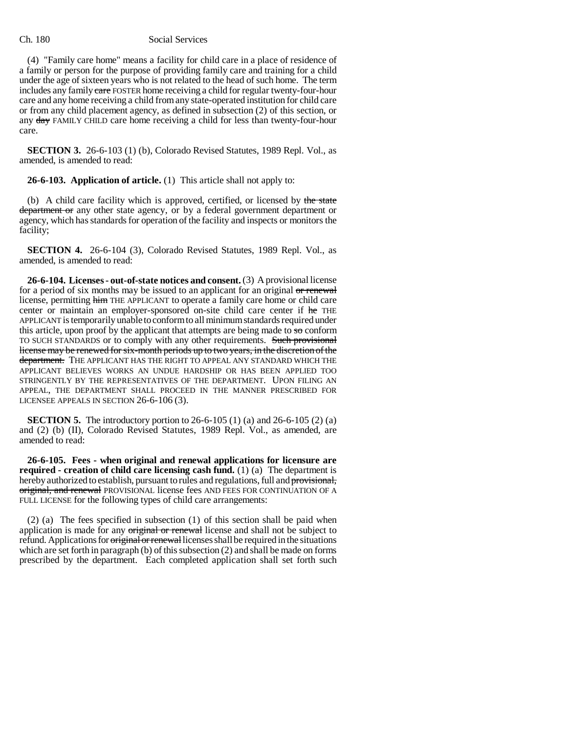(4) "Family care home" means a facility for child care in a place of residence of a family or person for the purpose of providing family care and training for a child under the age of sixteen years who is not related to the head of such home. The term includes any family ~~care~~ FOSTER home receiving a child for regular twenty-four-hour care and any home receiving a child from any state-operated institution for child care or from any child placement agency, as defined in subsection (2) of this section, or any ~~day~~ FAMILY CHILD care home receiving a child for less than twenty-four-hour care.

**SECTION 3.** 26-6-103 (1) (b), Colorado Revised Statutes, 1989 Repl. Vol., as amended, is amended to read:

**26-6-103. Application of article.** (1) This article shall not apply to:

(b) A child care facility which is approved, certified, or licensed by ~~the state department or~~ any other state agency, or by a federal government department or agency, which has standards for operation of the facility and inspects or monitors the facility;

**SECTION 4.** 26-6-104 (3), Colorado Revised Statutes, 1989 Repl. Vol., as amended, is amended to read:

**26-6-104. Licenses - out-of-state notices and consent.** (3) A provisional license for a period of six months may be issued to an applicant for an original ~~or renewal~~ license, permitting ~~him~~ THE APPLICANT to operate a family care home or child care center or maintain an employer-sponsored on-site child care center if ~~he~~ THE APPLICANT is temporarily unable to conform to all minimum standards required under this article, upon proof by the applicant that attempts are being made to ~~so~~ conform TO SUCH STANDARDS or to comply with any other requirements. ~~Such provisional license may be renewed for six-month periods up to two years, in the discretion of the department.~~ THE APPLICANT HAS THE RIGHT TO APPEAL ANY STANDARD WHICH THE APPLICANT BELIEVES WORKS AN UNDUE HARDSHIP OR HAS BEEN APPLIED TOO STRINGENTLY BY THE REPRESENTATIVES OF THE DEPARTMENT. UPON FILING AN APPEAL, THE DEPARTMENT SHALL PROCEED IN THE MANNER PRESCRIBED FOR LICENSEE APPEALS IN SECTION 26-6-106 (3).

**SECTION 5.** The introductory portion to 26-6-105 (1) (a) and 26-6-105 (2) (a) and (2) (b) (II), Colorado Revised Statutes, 1989 Repl. Vol., as amended, are amended to read:

**26-6-105. Fees - when original and renewal applications for licensure are required - creation of child care licensing cash fund.** (1) (a) The department is hereby authorized to establish, pursuant to rules and regulations, full and ~~provisional, original, and renewal~~ PROVISIONAL license fees AND FEES FOR CONTINUATION OF A FULL LICENSE for the following types of child care arrangements:

(2) (a) The fees specified in subsection (1) of this section shall be paid when application is made for any ~~original or renewal~~ license and shall not be subject to refund. Applications for ~~original or renewal~~ licenses shall be required in the situations which are set forth in paragraph (b) of this subsection (2) and shall be made on forms prescribed by the department. Each completed application shall set forth such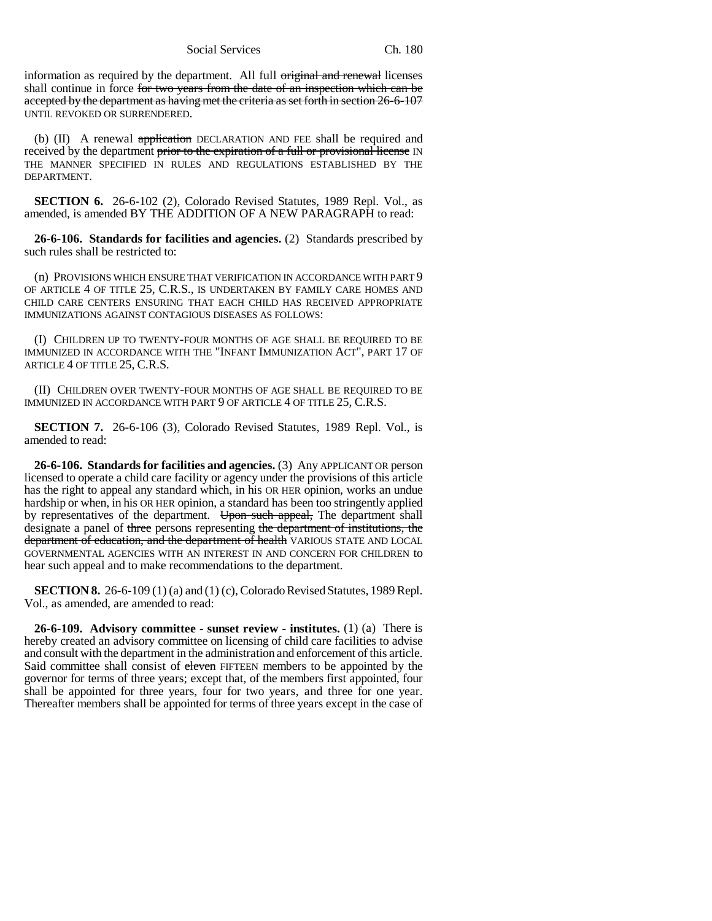information as required by the department. All full ~~original and renewal~~ licenses shall continue in force ~~for two years from the date of an inspection which can be accepted by the department as having met the criteria as set forth in section 26-6-107~~ UNTIL REVOKED OR SURRENDERED.

(b) (II) A renewal ~~application~~ DECLARATION AND FEE shall be required and received by the department ~~prior to the expiration of a full or provisional license~~ IN THE MANNER SPECIFIED IN RULES AND REGULATIONS ESTABLISHED BY THE DEPARTMENT.

**SECTION 6.** 26-6-102 (2), Colorado Revised Statutes, 1989 Repl. Vol., as amended, is amended BY THE ADDITION OF A NEW PARAGRAPH to read:

**26-6-106. Standards for facilities and agencies.** (2) Standards prescribed by such rules shall be restricted to:

(n) PROVISIONS WHICH ENSURE THAT VERIFICATION IN ACCORDANCE WITH PART 9 OF ARTICLE 4 OF TITLE 25, C.R.S., IS UNDERTAKEN BY FAMILY CARE HOMES AND CHILD CARE CENTERS ENSURING THAT EACH CHILD HAS RECEIVED APPROPRIATE IMMUNIZATIONS AGAINST CONTAGIOUS DISEASES AS FOLLOWS:

(I) CHILDREN UP TO TWENTY-FOUR MONTHS OF AGE SHALL BE REQUIRED TO BE IMMUNIZED IN ACCORDANCE WITH THE "INFANT IMMUNIZATION ACT", PART 17 OF ARTICLE 4 OF TITLE 25, C.R.S.

(II) CHILDREN OVER TWENTY-FOUR MONTHS OF AGE SHALL BE REQUIRED TO BE IMMUNIZED IN ACCORDANCE WITH PART 9 OF ARTICLE 4 OF TITLE 25, C.R.S.

**SECTION 7.** 26-6-106 (3), Colorado Revised Statutes, 1989 Repl. Vol., is amended to read:

**26-6-106. Standards for facilities and agencies.** (3) Any APPLICANT OR person licensed to operate a child care facility or agency under the provisions of this article has the right to appeal any standard which, in his OR HER opinion, works an undue hardship or when, in his OR HER opinion, a standard has been too stringently applied by representatives of the department. ~~Upon such appeal,~~ The department shall designate a panel of ~~three~~ persons representing ~~the department of institutions, the department of education, and the department of health~~ VARIOUS STATE AND LOCAL GOVERNMENTAL AGENCIES WITH AN INTEREST IN AND CONCERN FOR CHILDREN to hear such appeal and to make recommendations to the department.

**SECTION 8.** 26-6-109 (1) (a) and (1) (c), Colorado Revised Statutes, 1989 Repl. Vol., as amended, are amended to read:

**26-6-109. Advisory committee - sunset review - institutes.** (1) (a) There is hereby created an advisory committee on licensing of child care facilities to advise and consult with the department in the administration and enforcement of this article. Said committee shall consist of ~~eleven~~ FIFTEEN members to be appointed by the governor for terms of three years; except that, of the members first appointed, four shall be appointed for three years, four for two years, and three for one year. Thereafter members shall be appointed for terms of three years except in the case of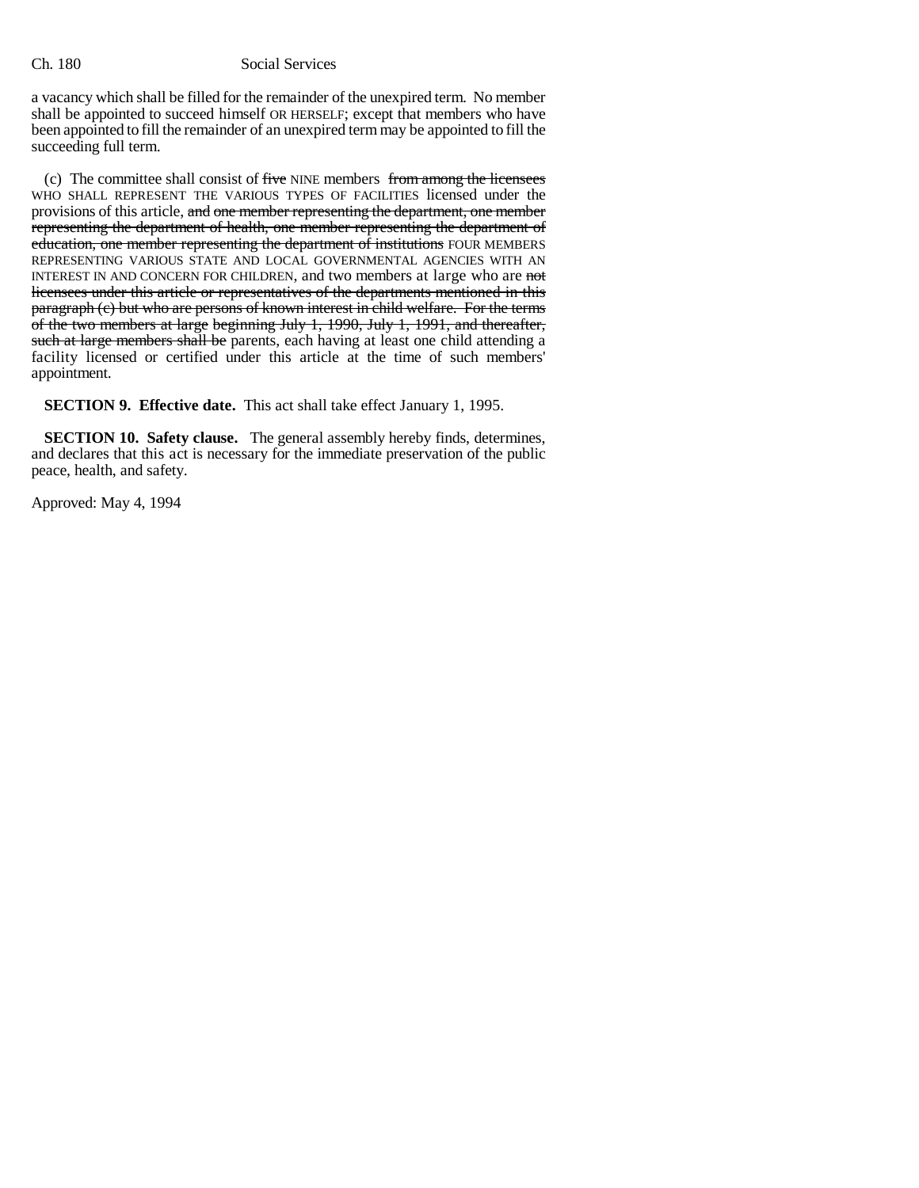a vacancy which shall be filled for the remainder of the unexpired term. No member shall be appointed to succeed himself OR HERSELF; except that members who have been appointed to fill the remainder of an unexpired term may be appointed to fill the succeeding full term.

(c) The committee shall consist of ~~five~~ NINE members ~~from among the licensees~~ WHO SHALL REPRESENT THE VARIOUS TYPES OF FACILITIES licensed under the provisions of this article, ~~and one member representing the department, one member representing the department of health, one member representing the department of education, one member representing the department of institutions~~ FOUR MEMBERS REPRESENTING VARIOUS STATE AND LOCAL GOVERNMENTAL AGENCIES WITH AN INTEREST IN AND CONCERN FOR CHILDREN, and two members at large who are ~~not licensees under this article or representatives of the departments mentioned in this paragraph (c) but who are persons of known interest in child welfare. For the terms of the two members at large beginning July 1, 1990, July 1, 1991, and thereafter, such at large members shall be~~ parents, each having at least one child attending a facility licensed or certified under this article at the time of such members' appointment.

**SECTION 9. Effective date.** This act shall take effect January 1, 1995.

**SECTION 10. Safety clause.** The general assembly hereby finds, determines, and declares that this act is necessary for the immediate preservation of the public peace, health, and safety.

Approved: May 4, 1994